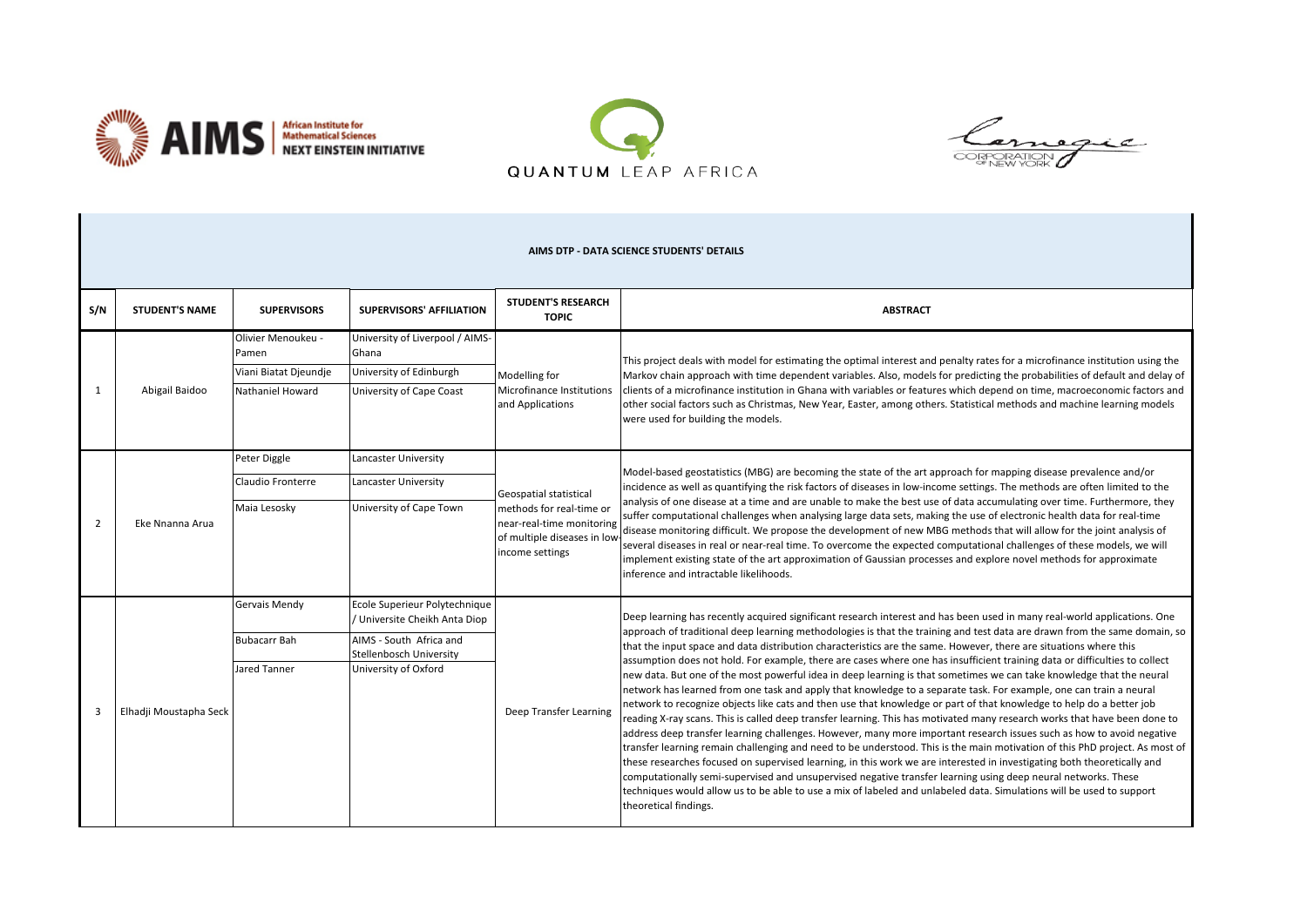## AIMS DTP - DATA SCIENCE STUDENTS' DETAILS

| S/N | STUDENT'S NAME | SUPERVISORS | SUPERVISORS' AFFILIATION | STUDENT'S RESEARCH TOPIC | ABSTRACT |
|---|---|---|---|---|---|
| 1 | Abigail Baidoo | Olivier Menoukeu - Pamen<br>Viani Biatat Djeundje<br>Nathaniel Howard | University of Liverpool / AIMS-Ghana<br>University of Edinburgh<br>University of Cape Coast | Modelling for Microfinance Institutions and Applications | This project deals with model for estimating the optimal interest and penalty rates for a microfinance institution using the Markov chain approach with time dependent variables. Also, models for predicting the probabilities of default and delay of clients of a microfinance institution in Ghana with variables or features which depend on time, macroeconomic factors and other social factors such as Christmas, New Year, Easter, among others. Statistical methods and machine learning models were used for building the models. |
| 2 | Eke Nnanna Arua | Peter Diggle<br>Claudio Fronterre<br>Maia Lesosky | Lancaster University<br>Lancaster University<br>University of Cape Town | Geospatial statistical methods for real-time or near-real-time monitoring of multiple diseases in low-income settings | Model-based geostatistics (MBG) are becoming the state of the art approach for mapping disease prevalence and/or incidence as well as quantifying the risk factors of diseases in low-income settings. The methods are often limited to the analysis of one disease at a time and are unable to make the best use of data accumulating over time. Furthermore, they suffer computational challenges when analysing large data sets, making the use of electronic health data for real-time disease monitoring difficult. We propose the development of new MBG methods that will allow for the joint analysis of several diseases in real or near-real time. To overcome the expected computational challenges of these models, we will implement existing state of the art approximation of Gaussian processes and explore novel methods for approximate inference and intractable likelihoods. |
| 3 | Elhadji Moustapha Seck | Gervais Mendy<br>Bubacarr Bah<br>Jared Tanner | Ecole Superieur Polytechnique / Universite Cheikh Anta Diop<br>AIMS - South Africa and Stellenbosch University<br>University of Oxford | Deep Transfer Learning | Deep learning has recently acquired significant research interest and has been used in many real-world applications. One approach of traditional deep learning methodologies is that the training and test data are drawn from the same domain, so that the input space and data distribution characteristics are the same. However, there are situations where this assumption does not hold. For example, there are cases where one has insufficient training data or difficulties to collect new data. But one of the most powerful idea in deep learning is that sometimes we can take knowledge that the neural network has learned from one task and apply that knowledge to a separate task. For example, one can train a neural network to recognize objects like cats and then use that knowledge or part of that knowledge to help do a better job reading X-ray scans. This is called deep transfer learning. This has motivated many research works that have been done to address deep transfer learning challenges. However, many more important research issues such as how to avoid negative transfer learning remain challenging and need to be understood. This is the main motivation of this PhD project. As most of these researches focused on supervised learning, in this work we are interested in investigating both theoretically and computationally semi-supervised and unsupervised negative transfer learning using deep neural networks. These techniques would allow us to be able to use a mix of labeled and unlabeled data. Simulations will be used to support theoretical findings. |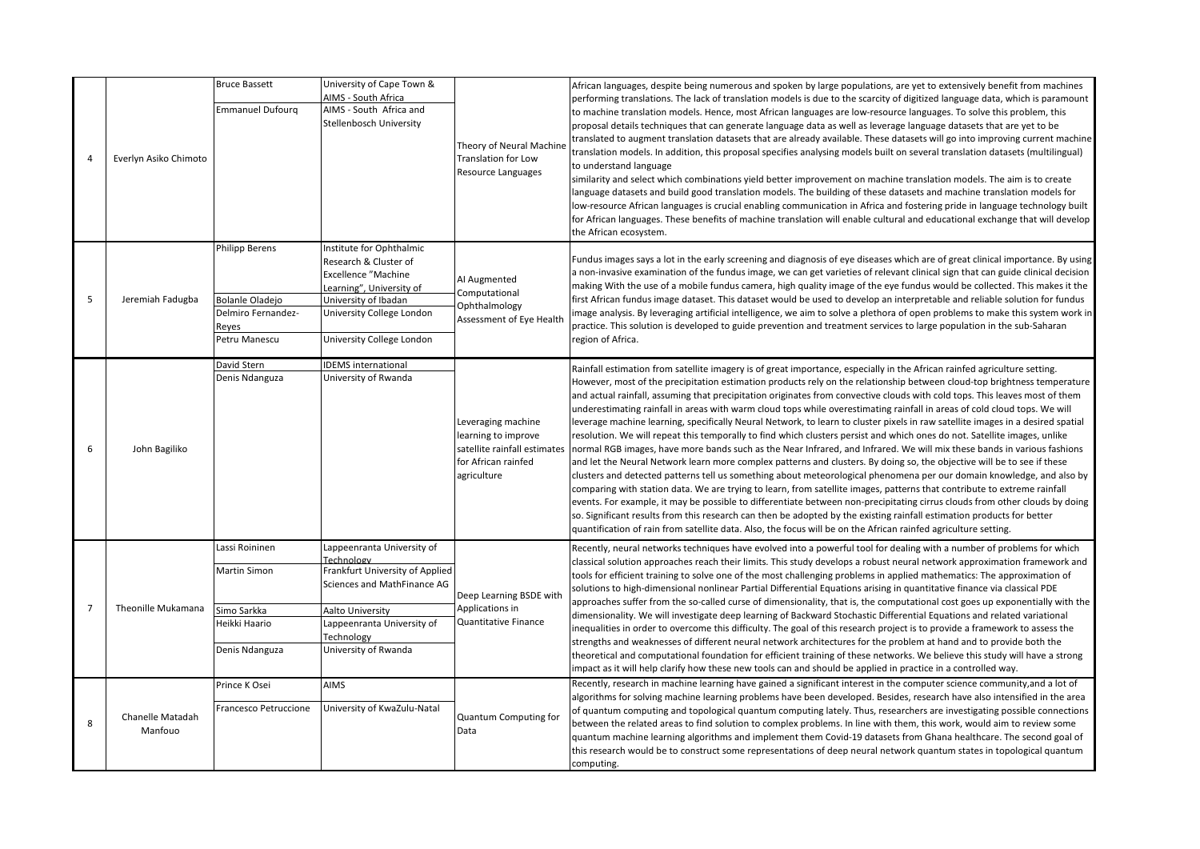| | | | | | |
|---|---|---|---|---|---|
| 4 | Everlyn Asiko Chimoto | Bruce Bassett<br>Emmanuel Dufourq | University of Cape Town & AIMS - South Africa<br>AIMS - South Africa and Stellenbosch University | Theory of Neural Machine Translation for Low Resource Languages | African languages, despite being numerous and spoken by large populations, are yet to extensively benefit from machines performing translations. The lack of translation models is due to the scarcity of digitized language data, which is paramount to machine translation models. Hence, most African languages are low-resource languages. To solve this problem, this proposal details techniques that can generate language data as well as leverage language datasets that are yet to be translated to augment translation datasets that are already available. These datasets will go into improving current machine translation models. In addition, this proposal specifies analysing models built on several translation datasets (multilingual) to understand language similarity and select which combinations yield better improvement on machine translation models. The aim is to create language datasets and build good translation models. The building of these datasets and machine translation models for low-resource African languages is crucial enabling communication in Africa and fostering pride in language technology built for African languages. These benefits of machine translation will enable cultural and educational exchange that will develop the African ecosystem. |
| 5 | Jeremiah Fadugba | Philipp Berens<br>Bolanle Oladejo<br>Delmiro Fernandez-Reyes<br>Petru Manescu | Institute for Ophthalmic Research & Cluster of Excellence "Machine Learning", University of<br>University of Ibadan<br>University College London<br>University College London | AI Augmented Computational Ophthalmology Assessment of Eye Health | Fundus images says a lot in the early screening and diagnosis of eye diseases which are of great clinical importance. By using a non-invasive examination of the fundus image, we can get varieties of relevant clinical sign that can guide clinical decision making With the use of a mobile fundus camera, high quality image of the eye fundus would be collected. This makes it the first African fundus image dataset. This dataset would be used to develop an interpretable and reliable solution for fundus image analysis. By leveraging artificial intelligence, we aim to solve a plethora of open problems to make this system work in practice. This solution is developed to guide prevention and treatment services to large population in the sub-Saharan region of Africa. |
| 6 | John Bagiliko | David Stern<br>Denis Ndanguza | IDEMS international<br>University of Rwanda | Leveraging machine learning to improve satellite rainfall estimates for African rainfed agriculture | Rainfall estimation from satellite imagery is of great importance, especially in the African rainfed agriculture setting. However, most of the precipitation estimation products rely on the relationship between cloud-top brightness temperature and actual rainfall, assuming that precipitation originates from convective clouds with cold tops. This leaves most of them underestimating rainfall in areas with warm cloud tops while overestimating rainfall in areas of cold cloud tops. We will leverage machine learning, specifically Neural Network, to learn to cluster pixels in raw satellite images in a desired spatial resolution. We will repeat this temporally to find which clusters persist and which ones do not. Satellite images, unlike normal RGB images, have more bands such as the Near Infrared, and Infrared. We will mix these bands in various fashions and let the Neural Network learn more complex patterns and clusters. By doing so, the objective will be to see if these clusters and detected patterns tell us something about meteorological phenomena per our domain knowledge, and also by comparing with station data. We are trying to learn, from satellite images, patterns that contribute to extreme rainfall events. For example, it may be possible to differentiate between non-precipitating cirrus clouds from other clouds by doing so. Significant results from this research can then be adopted by the existing rainfall estimation products for better quantification of rain from satellite data. Also, the focus will be on the African rainfed agriculture setting. |
| 7 | Theonille Mukamana | Lassi Roininen<br>Martin Simon<br>Simo Sarkka<br>Heikki Haario<br>Denis Ndanguza | Lappeenranta University of Technology<br>Frankfurt University of Applied Sciences and MathFinance AG<br>Aalto University<br>Lappeenranta University of Technology<br>University of Rwanda | Deep Learning BSDE with Applications in Quantitative Finance | Recently, neural networks techniques have evolved into a powerful tool for dealing with a number of problems for which classical solution approaches reach their limits. This study develops a robust neural network approximation framework and tools for efficient training to solve one of the most challenging problems in applied mathematics: The approximation of solutions to high-dimensional nonlinear Partial Differential Equations arising in quantitative finance via classical PDE approaches suffer from the so-called curse of dimensionality, that is, the computational cost goes up exponentially with the dimensionality. We will investigate deep learning of Backward Stochastic Differential Equations and related variational inequalities in order to overcome this difficulty. The goal of this research project is to provide a framework to assess the strengths and weaknesses of different neural network architectures for the problem at hand and to provide both the theoretical and computational foundation for efficient training of these networks. We believe this study will have a strong impact as it will help clarify how these new tools can and should be applied in practice in a controlled way. |
| 8 | Chanelle Matadah Manfouo | Prince K Osei<br>Francesco Petruccione | AIMS<br>University of KwaZulu-Natal | Quantum Computing for Data | Recently, research in machine learning have gained a significant interest in the computer science community,and a lot of algorithms for solving machine learning problems have been developed. Besides, research have also intensified in the area of quantum computing and topological quantum computing lately. Thus, researchers are investigating possible connections between the related areas to find solution to complex problems. In line with them, this work, would aim to review some quantum machine learning algorithms and implement them Covid-19 datasets from Ghana healthcare. The second goal of this research would be to construct some representations of deep neural network quantum states in topological quantum computing. |